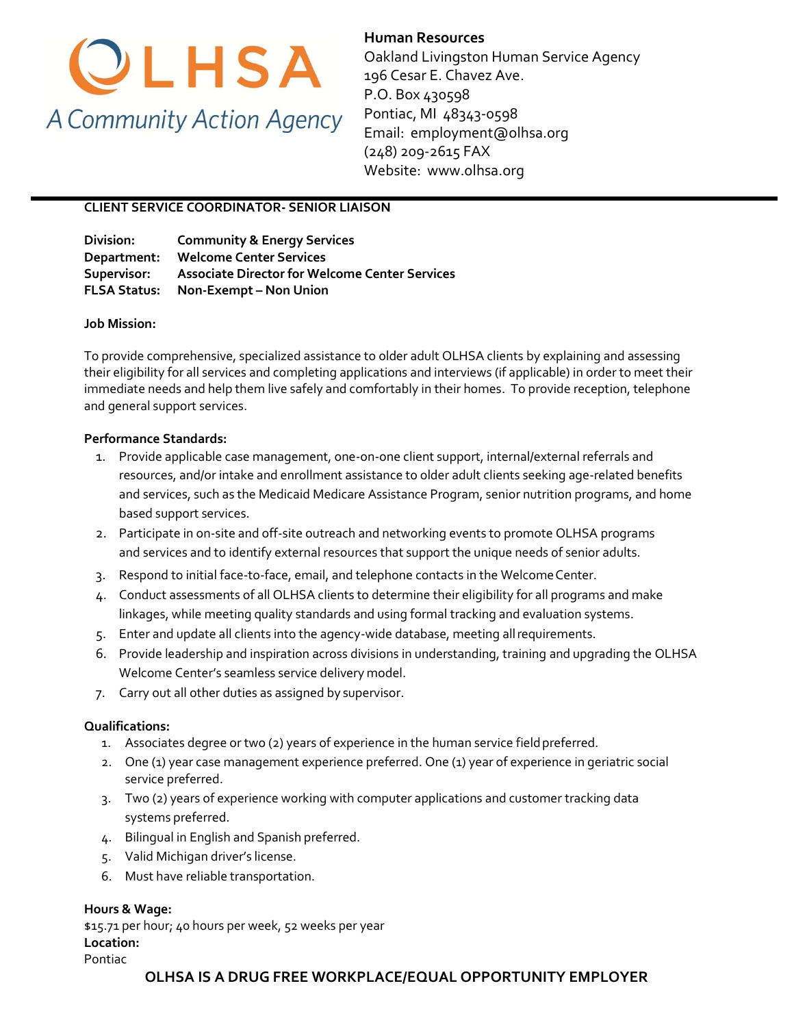OLHSA

A Community Action Agency

**Human Resources**
Oakland Livingston Human Service Agency
196 Cesar E. Chavez Ave.
P.O. Box 430598
Pontiac, MI 48343-0598
Email: employment@olhsa.org
(248) 209-2615 FAX
Website: www.olhsa.org

---

## CLIENT SERVICE COORDINATOR- SENIOR LIAISON

**Division:** Community & Energy Services
**Department:** Welcome Center Services
**Supervisor:** Associate Director for Welcome Center Services
**FLSA Status:** Non-Exempt – Non Union

### Job Mission:

To provide comprehensive, specialized assistance to older adult OLHSA clients by explaining and assessing their eligibility for all services and completing applications and interviews (if applicable) in order to meet their immediate needs and help them live safely and comfortably in their homes. To provide reception, telephone and general support services.

### Performance Standards:

1. Provide applicable case management, one-on-one client support, internal/external referrals and resources, and/or intake and enrollment assistance to older adult clients seeking age-related benefits and services, such as the Medicaid Medicare Assistance Program, senior nutrition programs, and home based support services.
2. Participate in on-site and off-site outreach and networking events to promote OLHSA programs and services and to identify external resources that support the unique needs of senior adults.
3. Respond to initial face-to-face, email, and telephone contacts in the Welcome Center.
4. Conduct assessments of all OLHSA clients to determine their eligibility for all programs and make linkages, while meeting quality standards and using formal tracking and evaluation systems.
5. Enter and update all clients into the agency-wide database, meeting all requirements.
6. Provide leadership and inspiration across divisions in understanding, training and upgrading the OLHSA Welcome Center's seamless service delivery model.
7. Carry out all other duties as assigned by supervisor.

### Qualifications:

1. Associates degree or two (2) years of experience in the human service field preferred.
2. One (1) year case management experience preferred. One (1) year of experience in geriatric social service preferred.
3. Two (2) years of experience working with computer applications and customer tracking data systems preferred.
4. Bilingual in English and Spanish preferred.
5. Valid Michigan driver's license.
6. Must have reliable transportation.

**Hours & Wage:**
$15.71 per hour; 40 hours per week, 52 weeks per year

**Location:**
Pontiac

**OLHSA IS A DRUG FREE WORKPLACE/EQUAL OPPORTUNITY EMPLOYER**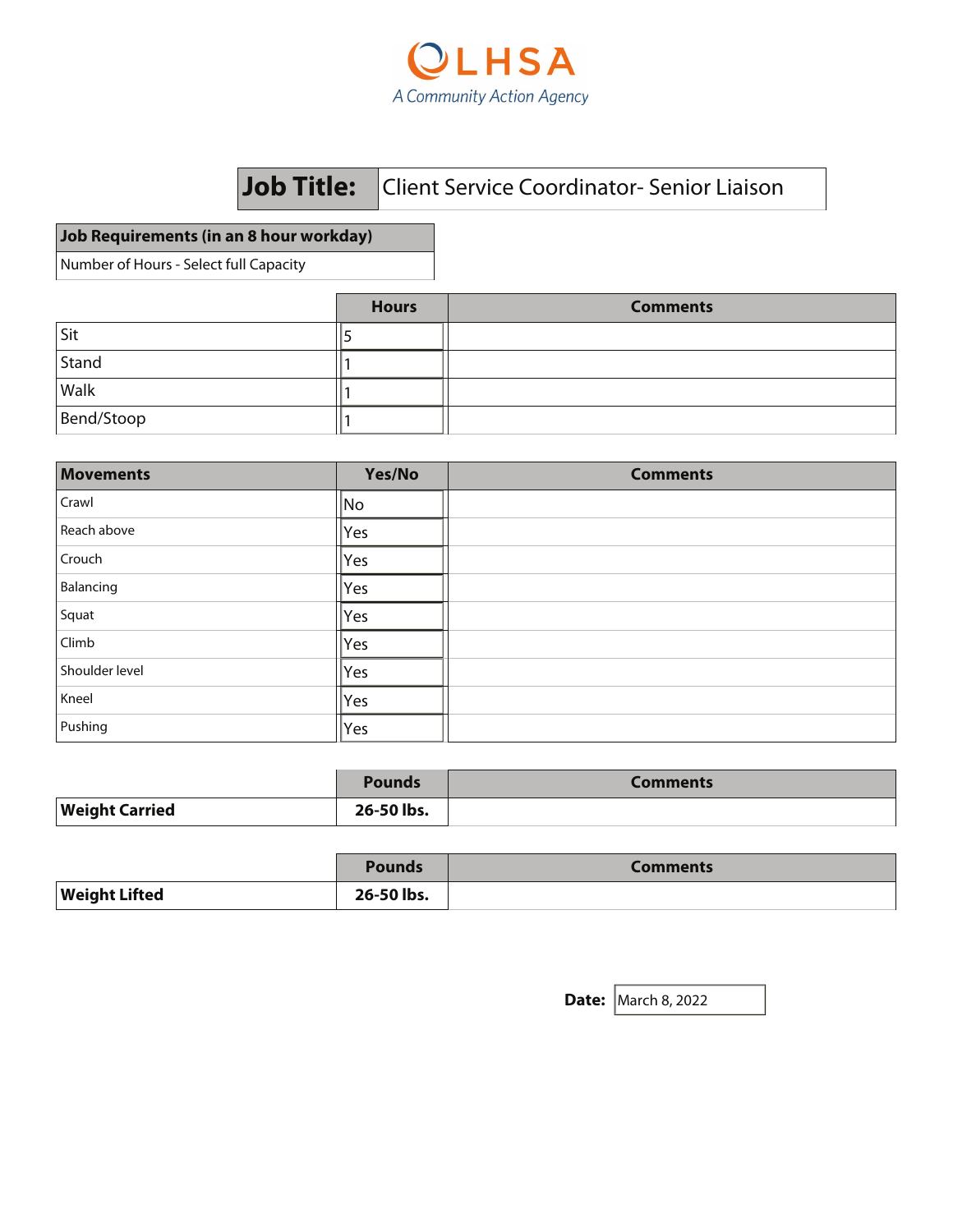LHSA
*A Community Action Agency*

**Job Title:** Client Service Coordinator- Senior Liaison

| **Job Requirements (in an 8 hour workday)** |
| --- |
| Number of Hours - Select full Capacity |

| | Hours | Comments |
| --- | --- | --- |
| Sit | 5 | |
| Stand | 1 | |
| Walk | 1 | |
| Bend/Stoop | 1 | |

| Movements | Yes/No | Comments |
| --- | --- | --- |
| Crawl | No | |
| Reach above | Yes | |
| Crouch | Yes | |
| Balancing | Yes | |
| Squat | Yes | |
| Climb | Yes | |
| Shoulder level | Yes | |
| Kneel | Yes | |
| Pushing | Yes | |

| | Pounds | Comments |
| --- | --- | --- |
| **Weight Carried** | **26-50 lbs.** | |

| | Pounds | Comments |
| --- | --- | --- |
| **Weight Lifted** | **26-50 lbs.** | |

**Date:** March 8, 2022